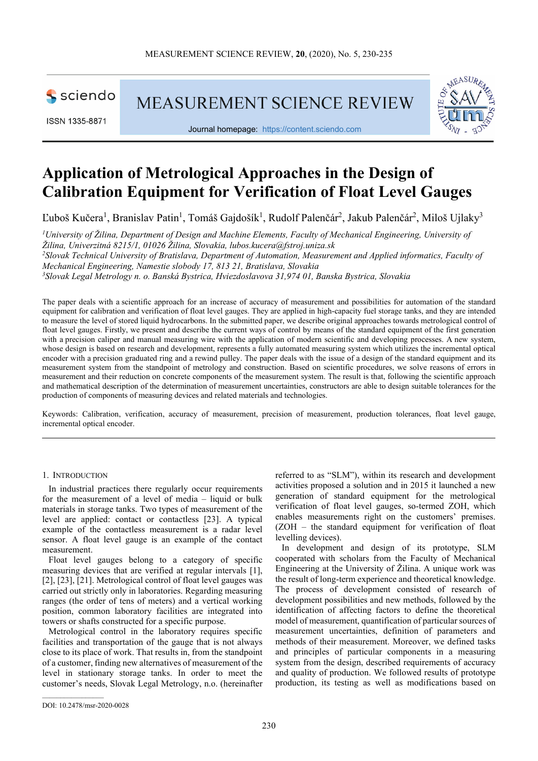# Application of Metrological Approaches in the Design of Calibration Equipment for Verification of Float Level Gauges

Ľuboš Kučera[1], Branislav Patin[1], Tomáš Gajdošík[1], Rudolf Palenčár[2], Jakub Palenčár[2], Miloš Ujlaky[3]

*[1]University of Žilina, Department of Design and Machine Elements, Faculty of Mechanical Engineering, University of Žilina, Univerzitná 8215/1, 01026 Žilina, Slovakia, lubos.kucera@fstroj.uniza.sk*
*[2]Slovak Technical University of Bratislava, Department of Automation, Measurement and Applied informatics, Faculty of Mechanical Engineering, Namestie slobody 17, 813 21, Bratislava, Slovakia*
*[3]Slovak Legal Metrology n. o. Banská Bystrica, Hviezdoslavova 31,974 01, Banska Bystrica, Slovakia*

The paper deals with a scientific approach for an increase of accuracy of measurement and possibilities for automation of the standard equipment for calibration and verification of float level gauges. They are applied in high-capacity fuel storage tanks, and they are intended to measure the level of stored liquid hydrocarbons. In the submitted paper, we describe original approaches towards metrological control of float level gauges. Firstly, we present and describe the current ways of control by means of the standard equipment of the first generation with a precision caliper and manual measuring wire with the application of modern scientific and developing processes. A new system, whose design is based on research and development, represents a fully automated measuring system which utilizes the incremental optical encoder with a precision graduated ring and a rewind pulley. The paper deals with the issue of a design of the standard equipment and its measurement system from the standpoint of metrology and construction. Based on scientific procedures, we solve reasons of errors in measurement and their reduction on concrete components of the measurement system. The result is that, following the scientific approach and mathematical description of the determination of measurement uncertainties, constructors are able to design suitable tolerances for the production of components of measuring devices and related materials and technologies.

Keywords: Calibration, verification, accuracy of measurement, precision of measurement, production tolerances, float level gauge, incremental optical encoder.

## 1. Introduction

In industrial practices there regularly occur requirements for the measurement of a level of media – liquid or bulk materials in storage tanks. Two types of measurement of the level are applied: contact or contactless [23]. A typical example of the contactless measurement is a radar level sensor. A float level gauge is an example of the contact measurement.

Float level gauges belong to a category of specific measuring devices that are verified at regular intervals [1], [2], [23], [21]. Metrological control of float level gauges was carried out strictly only in laboratories. Regarding measuring ranges (the order of tens of meters) and a vertical working position, common laboratory facilities are integrated into towers or shafts constructed for a specific purpose.

Metrological control in the laboratory requires specific facilities and transportation of the gauge that is not always close to its place of work. That results in, from the standpoint of a customer, finding new alternatives of measurement of the level in stationary storage tanks. In order to meet the customer's needs, Slovak Legal Metrology, n.o. (hereinafter referred to as "SLM"), within its research and development activities proposed a solution and in 2015 it launched a new generation of standard equipment for the metrological verification of float level gauges, so-termed ZOH, which enables measurements right on the customers' premises. (ZOH – the standard equipment for verification of float levelling devices).

In development and design of its prototype, SLM cooperated with scholars from the Faculty of Mechanical Engineering at the University of Žilina. A unique work was the result of long-term experience and theoretical knowledge. The process of development consisted of research of development possibilities and new methods, followed by the identification of affecting factors to define the theoretical model of measurement, quantification of particular sources of measurement uncertainties, definition of parameters and methods of their measurement. Moreover, we defined tasks and principles of particular components in a measuring system from the design, described requirements of accuracy and quality of production. We followed results of prototype production, its testing as well as modifications based on

DOI: 10.2478/msr-2020-0028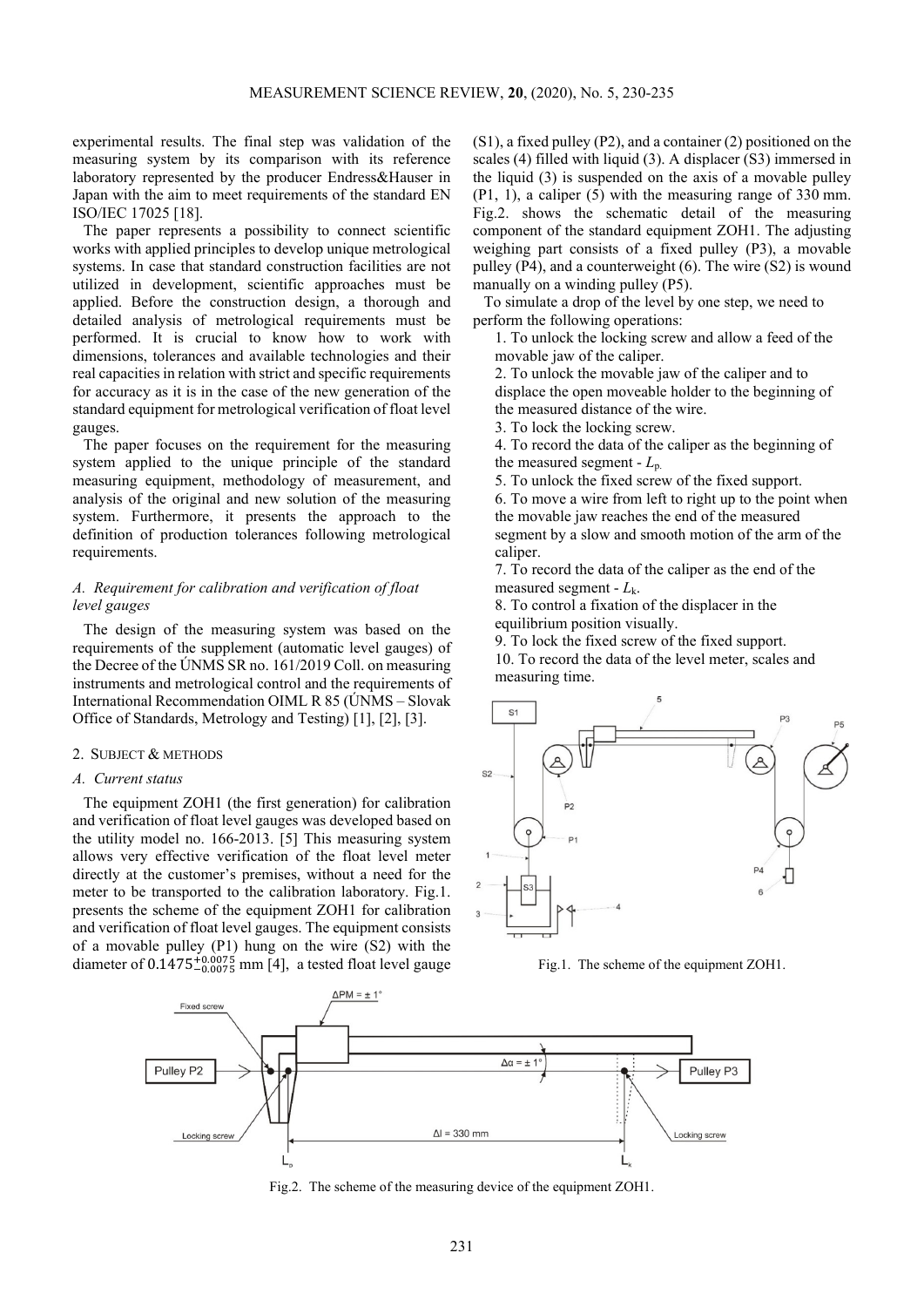experimental results. The final step was validation of the measuring system by its comparison with its reference laboratory represented by the producer Endress&Hauser in Japan with the aim to meet requirements of the standard EN ISO/IEC 17025 [18].

The paper represents a possibility to connect scientific works with applied principles to develop unique metrological systems. In case that standard construction facilities are not utilized in development, scientific approaches must be applied. Before the construction design, a thorough and detailed analysis of metrological requirements must be performed. It is crucial to know how to work with dimensions, tolerances and available technologies and their real capacities in relation with strict and specific requirements for accuracy as it is in the case of the new generation of the standard equipment for metrological verification of float level gauges.

The paper focuses on the requirement for the measuring system applied to the unique principle of the standard measuring equipment, methodology of measurement, and analysis of the original and new solution of the measuring system. Furthermore, it presents the approach to the definition of production tolerances following metrological requirements.

### *A. Requirement for calibration and verification of float level gauges*

The design of the measuring system was based on the requirements of the supplement (automatic level gauges) of the Decree of the ÚNMS SR no. 161/2019 Coll. on measuring instruments and metrological control and the requirements of International Recommendation OIML R 85 (ÚNMS – Slovak Office of Standards, Metrology and Testing) [1], [2], [3].

## 2. Subject & methods

### *A. Current status*

The equipment ZOH1 (the first generation) for calibration and verification of float level gauges was developed based on the utility model no. 166-2013. [5] This measuring system allows very effective verification of the float level meter directly at the customer's premises, without a need for the meter to be transported to the calibration laboratory. Fig.1. presents the scheme of the equipment ZOH1 for calibration and verification of float level gauges. The equipment consists of a movable pulley (P1) hung on the wire (S2) with the diameter of $0.1475^{+0.0075}_{-0.0075}$ mm [4], a tested float level gauge (S1), a fixed pulley (P2), and a container (2) positioned on the scales (4) filled with liquid (3). A displacer (S3) immersed in the liquid (3) is suspended on the axis of a movable pulley (P1, 1), a caliper (5) with the measuring range of 330 mm. Fig.2. shows the schematic detail of the measuring component of the standard equipment ZOH1. The adjusting weighing part consists of a fixed pulley (P3), a movable pulley (P4), and a counterweight (6). The wire (S2) is wound manually on a winding pulley (P5).

To simulate a drop of the level by one step, we need to perform the following operations:

1. To unlock the locking screw and allow a feed of the movable jaw of the caliper.
2. To unlock the movable jaw of the caliper and to displace the open moveable holder to the beginning of the measured distance of the wire.
3. To lock the locking screw.
4. To record the data of the caliper as the beginning of the measured segment - $L_p$.
5. To unlock the fixed screw of the fixed support.
6. To move a wire from left to right up to the point when the movable jaw reaches the end of the measured segment by a slow and smooth motion of the arm of the caliper.
7. To record the data of the caliper as the end of the measured segment - $L_k$.
8. To control a fixation of the displacer in the equilibrium position visually.
9. To lock the fixed screw of the fixed support.
10. To record the data of the level meter, scales and measuring time.

S1
S2
P2
P1
1
2
S3
3
4
5
P3
P5
P4
6

Fig.1. The scheme of the equipment ZOH1.

ΔPM = ± 1°
Fixed screw
Pulley P2
Δα = ± 1°
Pulley P3
Locking screw
Δl = 330 mm
Locking screw
$L_p$
$L_k$

Fig.2. The scheme of the measuring device of the equipment ZOH1.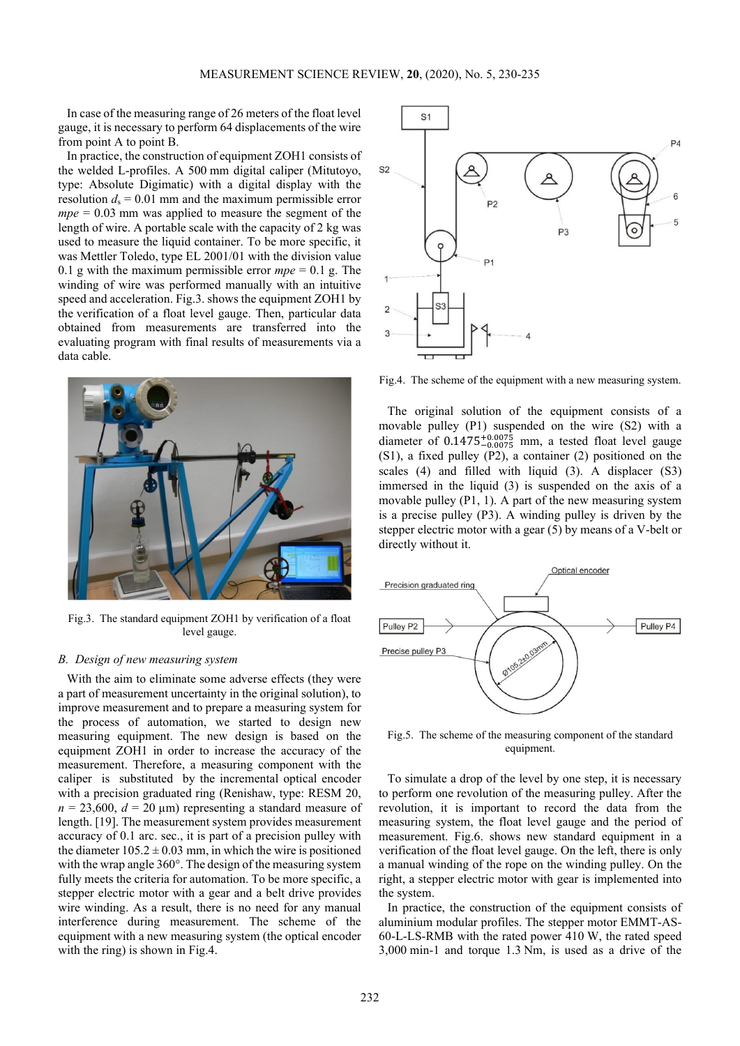In case of the measuring range of 26 meters of the float level gauge, it is necessary to perform 64 displacements of the wire from point A to point B.

In practice, the construction of equipment ZOH1 consists of the welded L-profiles. A 500 mm digital caliper (Mitutoyo, type: Absolute Digimatic) with a digital display with the resolution $d_s = 0.01$ mm and the maximum permissible error $mpe = 0.03$ mm was applied to measure the segment of the length of wire. A portable scale with the capacity of 2 kg was used to measure the liquid container. To be more specific, it was Mettler Toledo, type EL 2001/01 with the division value 0.1 g with the maximum permissible error $mpe = 0.1$ g. The winding of wire was performed manually with an intuitive speed and acceleration. Fig.3. shows the equipment ZOH1 by the verification of a float level gauge. Then, particular data obtained from measurements are transferred into the evaluating program with final results of measurements via a data cable.

Fig.3. The standard equipment ZOH1 by verification of a float level gauge.

### B. Design of new measuring system

With the aim to eliminate some adverse effects (they were a part of measurement uncertainty in the original solution), to improve measurement and to prepare a measuring system for the process of automation, we started to design new measuring equipment. The new design is based on the equipment ZOH1 in order to increase the accuracy of the measurement. Therefore, a measuring component with the caliper is substituted by the incremental optical encoder with a precision graduated ring (Renishaw, type: RESM 20, $n = 23{,}600$, $d = 20$ µm) representing a standard measure of length. [19]. The measurement system provides measurement accuracy of 0.1 arc. sec., it is part of a precision pulley with the diameter $105.2 \pm 0.03$ mm, in which the wire is positioned with the wrap angle 360°. The design of the measuring system fully meets the criteria for automation. To be more specific, a stepper electric motor with a gear and a belt drive provides wire winding. As a result, there is no need for any manual interference during measurement. The scheme of the equipment with a new measuring system (the optical encoder with the ring) is shown in Fig.4.

S1
S2
P1
P2
P3
P4
S3
1
2
3
4
5
6

Fig.4. The scheme of the equipment with a new measuring system.

The original solution of the equipment consists of a movable pulley (P1) suspended on the wire (S2) with a diameter of $0.1475^{+0.0075}_{-0.0075}$ mm, a tested float level gauge (S1), a fixed pulley (P2), a container (2) positioned on the scales (4) and filled with liquid (3). A displacer (S3) immersed in the liquid (3) is suspended on the axis of a movable pulley (P1, 1). A part of the new measuring system is a precise pulley (P3). A winding pulley is driven by the stepper electric motor with a gear (5) by means of a V-belt or directly without it.

Optical encoder
Precision graduated ring
Pulley P2
Pulley P4
Precise pulley P3
Ø105.2±0.03mm

Fig.5. The scheme of the measuring component of the standard equipment.

To simulate a drop of the level by one step, it is necessary to perform one revolution of the measuring pulley. After the revolution, it is important to record the data from the measuring system, the float level gauge and the period of measurement. Fig.6. shows new standard equipment in a verification of the float level gauge. On the left, there is only a manual winding of the rope on the winding pulley. On the right, a stepper electric motor with gear is implemented into the system.

In practice, the construction of the equipment consists of aluminium modular profiles. The stepper motor EMMT-AS-60-L-LS-RMB with the rated power 410 W, the rated speed 3,000 min-1 and torque 1.3 Nm, is used as a drive of the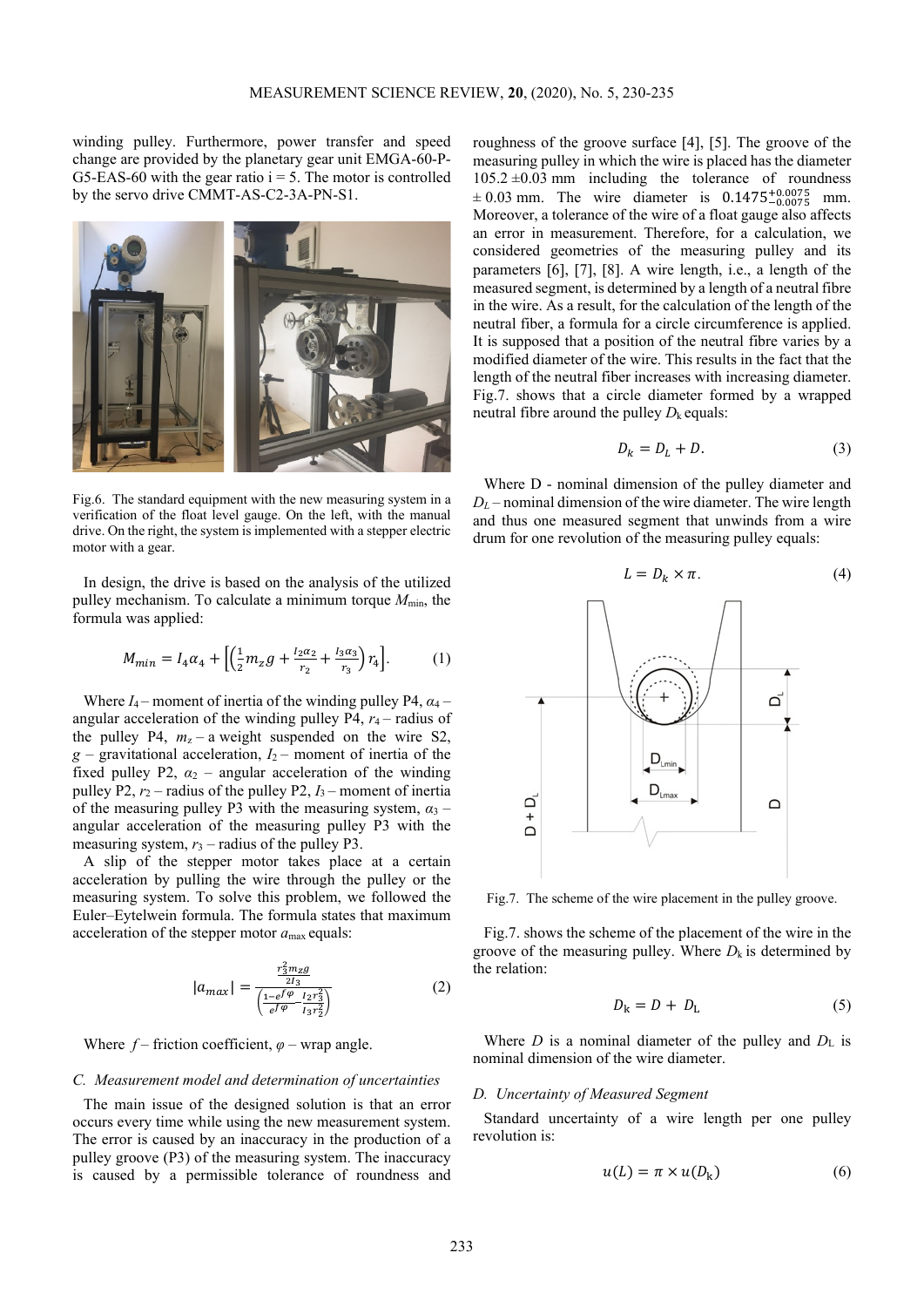winding pulley. Furthermore, power transfer and speed change are provided by the planetary gear unit EMGA-60-P-G5-EAS-60 with the gear ratio i = 5. The motor is controlled by the servo drive CMMT-AS-C2-3A-PN-S1.

Fig.6. The standard equipment with the new measuring system in a verification of the float level gauge. On the left, with the manual drive. On the right, the system is implemented with a stepper electric motor with a gear.

In design, the drive is based on the analysis of the utilized pulley mechanism. To calculate a minimum torque $M_{min}$, the formula was applied:

$$M_{min} = I_4\alpha_4 + \left[\left(\frac{1}{2}m_z g + \frac{I_2\alpha_2}{r_2} + \frac{I_3\alpha_3}{r_3}\right)r_4\right]. \quad (1)$$

Where $I_4$ – moment of inertia of the winding pulley P4, $\alpha_4$ – angular acceleration of the winding pulley P4, $r_4$ – radius of the pulley P4, $m_z$ – a weight suspended on the wire S2, $g$ – gravitational acceleration, $I_2$ – moment of inertia of the fixed pulley P2, $\alpha_2$ – angular acceleration of the winding pulley P2, $r_2$ – radius of the pulley P2, $I_3$ – moment of inertia of the measuring pulley P3 with the measuring system, $\alpha_3$ – angular acceleration of the measuring pulley P3 with the measuring system, $r_3$ – radius of the pulley P3.

A slip of the stepper motor takes place at a certain acceleration by pulling the wire through the pulley or the measuring system. To solve this problem, we followed the Euler–Eytelwein formula. The formula states that maximum acceleration of the stepper motor $a_{max}$ equals:

$$|a_{max}| = \frac{\frac{r_3^2 m_z g}{2I_3}}{\left(\frac{1-e^{f\varphi}}{e^{f\varphi}} - \frac{I_2 r_3^2}{I_3 r_2^2}\right)} \quad (2)$$

Where $f$ – friction coefficient, $\varphi$ – wrap angle.

### *C. Measurement model and determination of uncertainties*

The main issue of the designed solution is that an error occurs every time while using the new measurement system. The error is caused by an inaccuracy in the production of a pulley groove (P3) of the measuring system. The inaccuracy is caused by a permissible tolerance of roundness and roughness of the groove surface [4], [5]. The groove of the measuring pulley in which the wire is placed has the diameter 105.2 ±0.03 mm including the tolerance of roundness ± 0.03 mm. The wire diameter is $0.1475^{+0.0075}_{-0.0075}$ mm. Moreover, a tolerance of the wire of a float gauge also affects an error in measurement. Therefore, for a calculation, we considered geometries of the measuring pulley and its parameters [6], [7], [8]. A wire length, i.e., a length of the measured segment, is determined by a length of a neutral fibre in the wire. As a result, for the calculation of the length of the neutral fiber, a formula for a circle circumference is applied. It is supposed that a position of the neutral fibre varies by a modified diameter of the wire. This results in the fact that the length of the neutral fiber increases with increasing diameter. Fig.7. shows that a circle diameter formed by a wrapped neutral fibre around the pulley $D_k$ equals:

$$D_k = D_L + D. \quad (3)$$

Where D - nominal dimension of the pulley diameter and $D_L$ – nominal dimension of the wire diameter. The wire length and thus one measured segment that unwinds from a wire drum for one revolution of the measuring pulley equals:

$$L = D_k \times \pi. \quad (4)$$

D_L
D_Lmin
D_Lmax
D + D_L
D

Fig.7. The scheme of the wire placement in the pulley groove.

Fig.7. shows the scheme of the placement of the wire in the groove of the measuring pulley. Where $D_k$ is determined by the relation:

$$D_k = D + D_L \quad (5)$$

Where $D$ is a nominal diameter of the pulley and $D_L$ is nominal dimension of the wire diameter.

### *D. Uncertainty of Measured Segment*

Standard uncertainty of a wire length per one pulley revolution is:

$$u(L) = \pi \times u(D_k) \quad (6)$$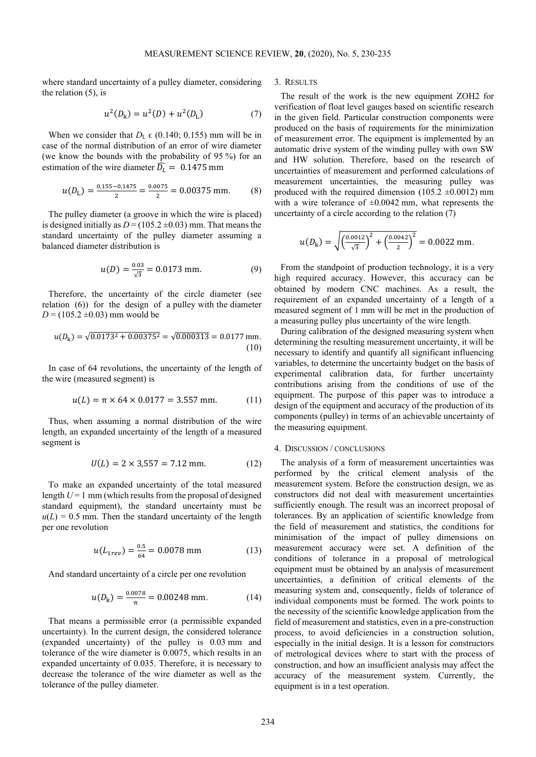where standard uncertainty of a pulley diameter, considering the relation (5), is

$$u^2(D_k) = u^2(D) + u^2(D_L) \tag{7}$$

When we consider that $D_L \in (0.140; 0.155)$ mm will be in case of the normal distribution of an error of wire diameter (we know the bounds with the probability of 95 %) for an estimation of the wire diameter $\widehat{D_L} = 0.1475$ mm

$$u(D_L) = \frac{0{,}155 - 0{,}1475}{2} = \frac{0.0075}{2} = 0.00375 \text{ mm}. \tag{8}$$

The pulley diameter (a groove in which the wire is placed) is designed initially as $D = (105.2 \pm 0.03)$ mm. That means the standard uncertainty of the pulley diameter assuming a balanced diameter distribution is

$$u(D) = \frac{0.03}{\sqrt{3}} = 0.0173 \text{ mm}. \tag{9}$$

Therefore, the uncertainty of the circle diameter (see relation (6)) for the design of a pulley with the diameter $D = (105.2 \pm 0.03)$ mm would be

$$u(D_k) = \sqrt{0.0173^2 + 0.00375^2} = \sqrt{0.000313} = 0.0177 \text{ mm}. \tag{10}$$

In case of 64 revolutions, the uncertainty of the length of the wire (measured segment) is

$$u(L) = \pi \times 64 \times 0.0177 = 3.557 \text{ mm}. \tag{11}$$

Thus, when assuming a normal distribution of the wire length, an expanded uncertainty of the length of a measured segment is

$$U(L) = 2 \times 3{,}557 = 7.12 \text{ mm}. \tag{12}$$

To make an expanded uncertainty of the total measured length $U = 1$ mm (which results from the proposal of designed standard equipment), the standard uncertainty must be $u(L) = 0.5$ mm. Then the standard uncertainty of the length per one revolution

$$u(L_{1rev}) = \frac{0.5}{64} = 0.0078 \text{ mm} \tag{13}$$

And standard uncertainty of a circle per one revolution

$$u(D_k) = \frac{0.0078}{\pi} = 0.00248 \text{ mm}. \tag{14}$$

That means a permissible error (a permissible expanded uncertainty). In the current design, the considered tolerance (expanded uncertainty) of the pulley is 0.03 mm and tolerance of the wire diameter is 0.0075, which results in an expanded uncertainty of 0.035. Therefore, it is necessary to decrease the tolerance of the wire diameter as well as the tolerance of the pulley diameter.

## 3. Results

The result of the work is the new equipment ZOH2 for verification of float level gauges based on scientific research in the given field. Particular construction components were produced on the basis of requirements for the minimization of measurement error. The equipment is implemented by an automatic drive system of the winding pulley with own SW and HW solution. Therefore, based on the research of uncertainties of measurement and performed calculations of measurement uncertainties, the measuring pulley was produced with the required dimension (105.2 ±0.0012) mm with a wire tolerance of ±0.0042 mm, what represents the uncertainty of a circle according to the relation (7)

$$u(D_k) = \sqrt{\left(\frac{0.0012}{\sqrt{3}}\right)^2 + \left(\frac{0.0042}{2}\right)^2} = 0.0022 \text{ mm}.$$

From the standpoint of production technology, it is a very high required accuracy. However, this accuracy can be obtained by modern CNC machines. As a result, the requirement of an expanded uncertainty of a length of a measured segment of 1 mm will be met in the production of a measuring pulley plus uncertainty of the wire length.

During calibration of the designed measuring system when determining the resulting measurement uncertainty, it will be necessary to identify and quantify all significant influencing variables, to determine the uncertainty budget on the basis of experimental calibration data, for further uncertainty contributions arising from the conditions of use of the equipment. The purpose of this paper was to introduce a design of the equipment and accuracy of the production of its components (pulley) in terms of an achievable uncertainty of the measuring equipment.

## 4. Discussion / conclusions

The analysis of a form of measurement uncertainties was performed by the critical element analysis of the measurement system. Before the construction design, we as constructors did not deal with measurement uncertainties sufficiently enough. The result was an incorrect proposal of tolerances. By an application of scientific knowledge from the field of measurement and statistics, the conditions for minimisation of the impact of pulley dimensions on measurement accuracy were set. A definition of the conditions of tolerance in a proposal of metrological equipment must be obtained by an analysis of measurement uncertainties, a definition of critical elements of the measuring system and, consequently, fields of tolerance of individual components must be formed. The work points to the necessity of the scientific knowledge application from the field of measurement and statistics, even in a pre-construction process, to avoid deficiencies in a construction solution, especially in the initial design. It is a lesson for constructors of metrological devices where to start with the process of construction, and how an insufficient analysis may affect the accuracy of the measurement system. Currently, the equipment is in a test operation.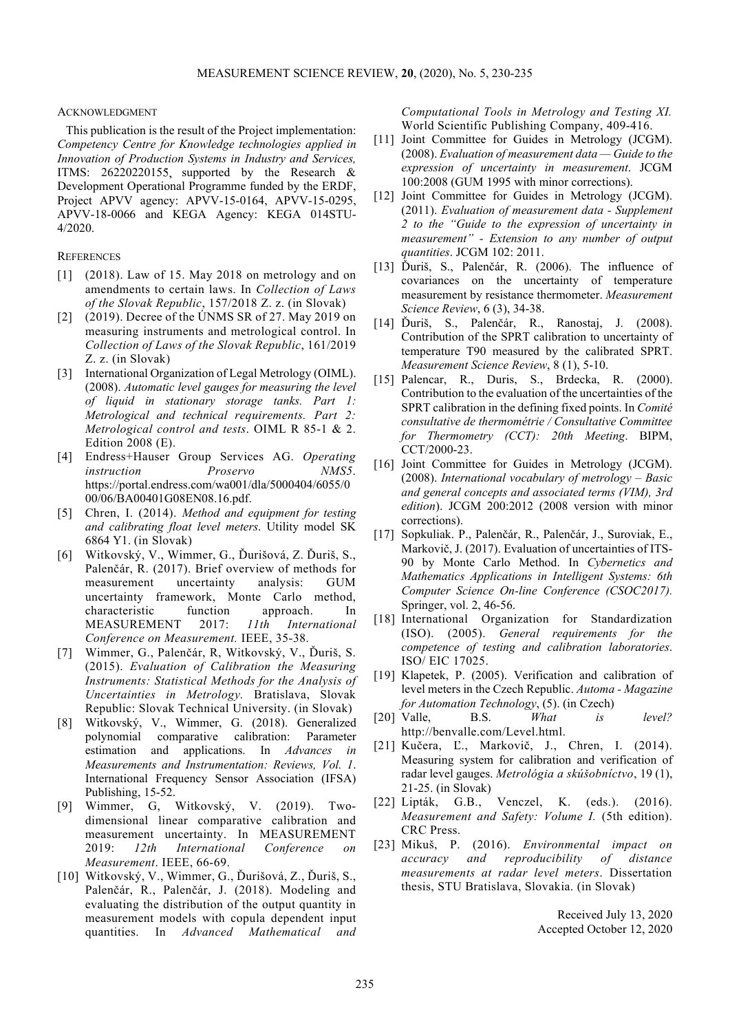## ACKNOWLEDGMENT

This publication is the result of the Project implementation: *Competency Centre for Knowledge technologies applied in Innovation of Production Systems in Industry and Services,* ITMS: 26220220155, supported by the Research & Development Operational Programme funded by the ERDF, Project APVV agency: APVV-15-0164, APVV-15-0295, APVV-18-0066 and KEGA Agency: KEGA 014STU-4/2020.

## REFERENCES

[1] (2018). Law of 15. May 2018 on metrology and on amendments to certain laws. In *Collection of Laws of the Slovak Republic*, 157/2018 Z. z. (in Slovak)

[2] (2019). Decree of the ÚNMS SR of 27. May 2019 on measuring instruments and metrological control. In *Collection of Laws of the Slovak Republic*, 161/2019 Z. z. (in Slovak)

[3] International Organization of Legal Metrology (OIML). (2008). *Automatic level gauges for measuring the level of liquid in stationary storage tanks. Part 1: Metrological and technical requirements. Part 2: Metrological control and tests*. OIML R 85-1 & 2. Edition 2008 (E).

[4] Endress+Hauser Group Services AG. *Operating instruction Proservo NMS5*. https://portal.endress.com/wa001/dla/5000404/6055/000/06/BA00401G08EN08.16.pdf.

[5] Chren, I. (2014). *Method and equipment for testing and calibrating float level meters*. Utility model SK 6864 Y1. (in Slovak)

[6] Witkovský, V., Wimmer, G., Ďurišová, Z. Ďuriš, S., Palenčár, R. (2017). Brief overview of methods for measurement uncertainty analysis: GUM uncertainty framework, Monte Carlo method, characteristic function approach. In MEASUREMENT 2017: *11th International Conference on Measurement.* IEEE, 35-38.

[7] Wimmer, G., Palenčár, R, Witkovský, V., Ďuriš, S. (2015). *Evaluation of Calibration the Measuring Instruments: Statistical Methods for the Analysis of Uncertainties in Metrology.* Bratislava, Slovak Republic: Slovak Technical University. (in Slovak)

[8] Witkovský, V., Wimmer, G. (2018). Generalized polynomial comparative calibration: Parameter estimation and applications. In *Advances in Measurements and Instrumentation: Reviews, Vol. 1*. International Frequency Sensor Association (IFSA) Publishing, 15-52.

[9] Wimmer, G, Witkovský, V. (2019). Two-dimensional linear comparative calibration and measurement uncertainty. In MEASUREMENT 2019: *12th International Conference on Measurement*. IEEE, 66-69.

[10] Witkovský, V., Wimmer, G., Ďurišová, Z., Ďuriš, S., Palenčár, R., Palenčár, J. (2018). Modeling and evaluating the distribution of the output quantity in measurement models with copula dependent input quantities. In *Advanced Mathematical and Computational Tools in Metrology and Testing XI.* World Scientific Publishing Company, 409-416.

[11] Joint Committee for Guides in Metrology (JCGM). (2008). *Evaluation of measurement data — Guide to the expression of uncertainty in measurement*. JCGM 100:2008 (GUM 1995 with minor corrections).

[12] Joint Committee for Guides in Metrology (JCGM). (2011). *Evaluation of measurement data - Supplement 2 to the "Guide to the expression of uncertainty in measurement" - Extension to any number of output quantities*. JCGM 102: 2011.

[13] Ďuriš, S., Palenčár, R. (2006). The influence of covariances on the uncertainty of temperature measurement by resistance thermometer. *Measurement Science Review*, 6 (3), 34-38.

[14] Ďuriš, S., Palenčár, R., Ranostaj, J. (2008). Contribution of the SPRT calibration to uncertainty of temperature T90 measured by the calibrated SPRT. *Measurement Science Review*, 8 (1), 5-10.

[15] Palencar, R., Duris, S., Brdecka, R. (2000). Contribution to the evaluation of the uncertainties of the SPRT calibration in the defining fixed points. In *Comité consultative de thermométrie / Consultative Committee for Thermometry (CCT): 20th Meeting*. BIPM, CCT/2000-23.

[16] Joint Committee for Guides in Metrology (JCGM). (2008). *International vocabulary of metrology – Basic and general concepts and associated terms (VIM), 3rd edition*). JCGM 200:2012 (2008 version with minor corrections).

[17] Sopkuliak. P., Palenčár, R., Palenčár, J., Suroviak, E., Markovič, J. (2017). Evaluation of uncertainties of ITS-90 by Monte Carlo Method. In *Cybernetics and Mathematics Applications in Intelligent Systems: 6th Computer Science On-line Conference (CSOC2017).* Springer, vol. 2, 46-56.

[18] International Organization for Standardization (ISO). (2005). *General requirements for the competence of testing and calibration laboratories*. ISO/ EIC 17025.

[19] Klapetek, P. (2005). Verification and calibration of level meters in the Czech Republic. *Automa - Magazine for Automation Technology*, (5). (in Czech)

[20] Valle, B.S. *What is level?* http://benvalle.com/Level.html.

[21] Kučera, Ľ., Markovič, J., Chren, I. (2014). Measuring system for calibration and verification of radar level gauges. *Metrológia a skúšobníctvo*, 19 (1), 21-25. (in Slovak)

[22] Lipták, G.B., Venczel, K. (eds.). (2016). *Measurement and Safety: Volume I.* (5th edition). CRC Press.

[23] Mikuš, P. (2016). *Environmental impact on accuracy and reproducibility of distance measurements at radar level meters*. Dissertation thesis, STU Bratislava, Slovakia. (in Slovak)

Received July 13, 2020
Accepted October 12, 2020